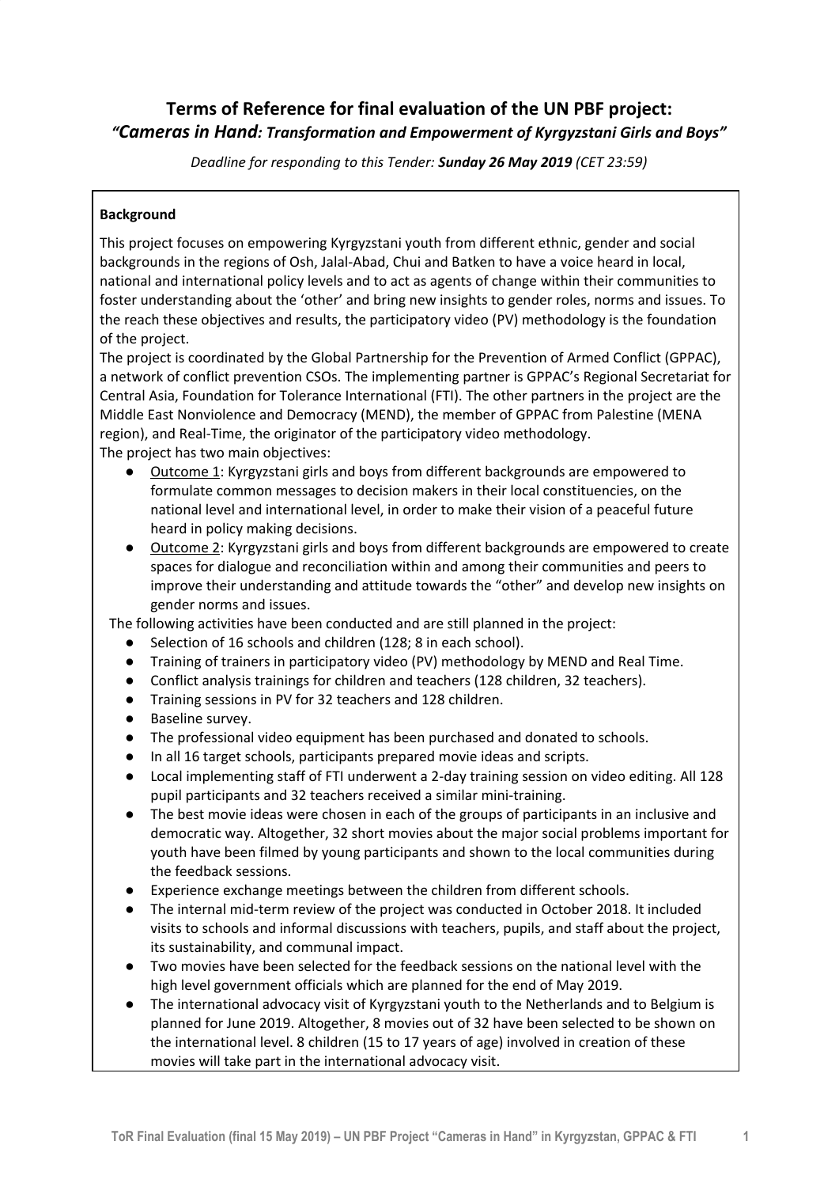# Terms of Reference for final evaluation of the UN PBF project:

## *"Cameras in Hand: Transformation and Empowerment of Kyrgyzstani Girls and Boys"*

*Deadline for responding to this Tender: **Sunday 26 May 2019** (CET 23:59)*

### Background

This project focuses on empowering Kyrgyzstani youth from different ethnic, gender and social backgrounds in the regions of Osh, Jalal-Abad, Chui and Batken to have a voice heard in local, national and international policy levels and to act as agents of change within their communities to foster understanding about the 'other' and bring new insights to gender roles, norms and issues. To the reach these objectives and results, the participatory video (PV) methodology is the foundation of the project.

The project is coordinated by the Global Partnership for the Prevention of Armed Conflict (GPPAC), a network of conflict prevention CSOs. The implementing partner is GPPAC's Regional Secretariat for Central Asia, Foundation for Tolerance International (FTI). The other partners in the project are the Middle East Nonviolence and Democracy (MEND), the member of GPPAC from Palestine (MENA region), and Real-Time, the originator of the participatory video methodology.

The project has two main objectives:

- Outcome 1: Kyrgyzstani girls and boys from different backgrounds are empowered to formulate common messages to decision makers in their local constituencies, on the national level and international level, in order to make their vision of a peaceful future heard in policy making decisions.
- Outcome 2: Kyrgyzstani girls and boys from different backgrounds are empowered to create spaces for dialogue and reconciliation within and among their communities and peers to improve their understanding and attitude towards the "other" and develop new insights on gender norms and issues.

The following activities have been conducted and are still planned in the project:

- Selection of 16 schools and children (128; 8 in each school).
- Training of trainers in participatory video (PV) methodology by MEND and Real Time.
- Conflict analysis trainings for children and teachers (128 children, 32 teachers).
- Training sessions in PV for 32 teachers and 128 children.
- Baseline survey.
- The professional video equipment has been purchased and donated to schools.
- In all 16 target schools, participants prepared movie ideas and scripts.
- Local implementing staff of FTI underwent a 2-day training session on video editing. All 128 pupil participants and 32 teachers received a similar mini-training.
- The best movie ideas were chosen in each of the groups of participants in an inclusive and democratic way. Altogether, 32 short movies about the major social problems important for youth have been filmed by young participants and shown to the local communities during the feedback sessions.
- Experience exchange meetings between the children from different schools.
- The internal mid-term review of the project was conducted in October 2018. It included visits to schools and informal discussions with teachers, pupils, and staff about the project, its sustainability, and communal impact.
- Two movies have been selected for the feedback sessions on the national level with the high level government officials which are planned for the end of May 2019.
- The international advocacy visit of Kyrgyzstani youth to the Netherlands and to Belgium is planned for June 2019. Altogether, 8 movies out of 32 have been selected to be shown on the international level. 8 children (15 to 17 years of age) involved in creation of these movies will take part in the international advocacy visit.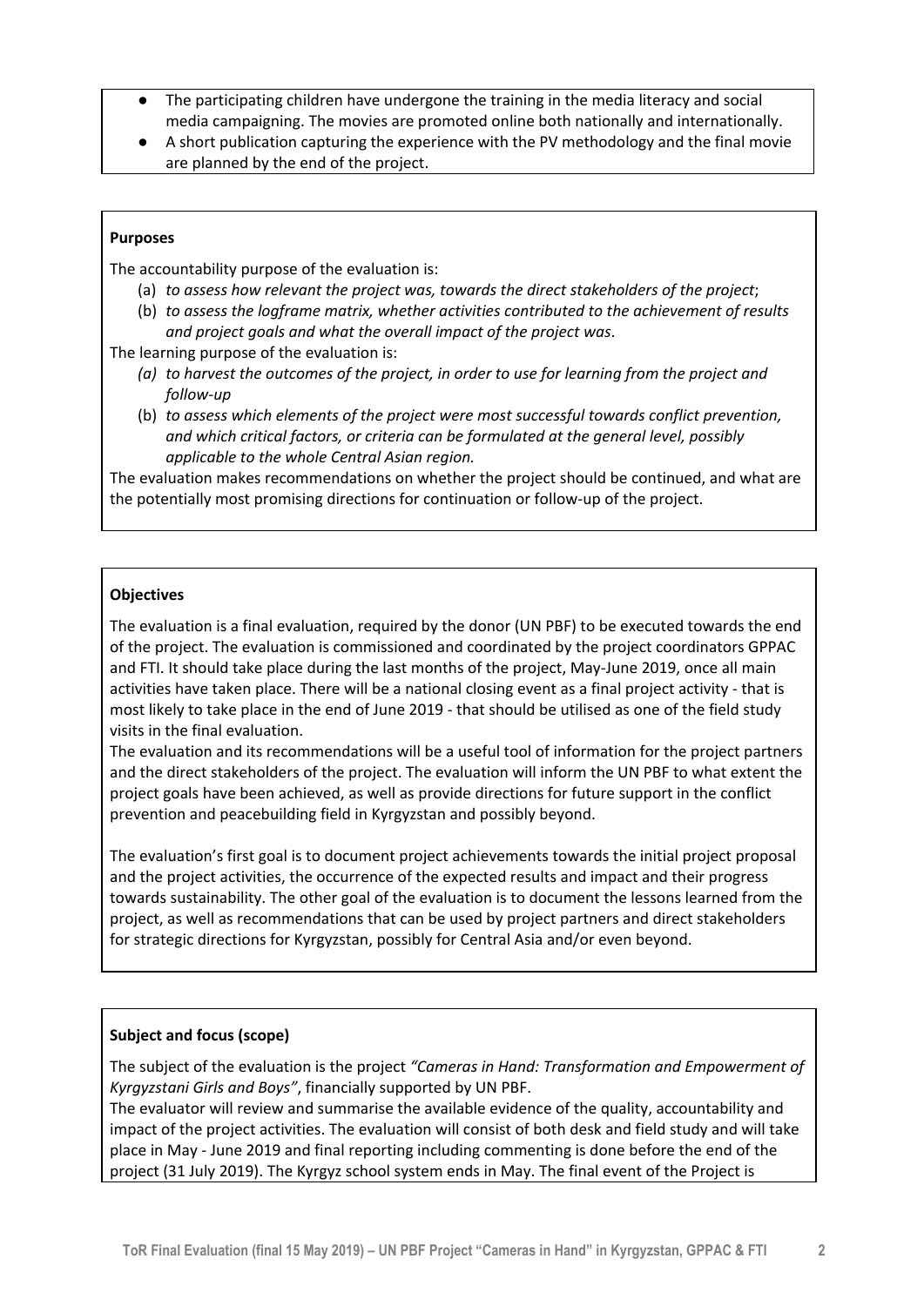- The participating children have undergone the training in the media literacy and social media campaigning. The movies are promoted online both nationally and internationally.
- A short publication capturing the experience with the PV methodology and the final movie are planned by the end of the project.

**Purposes**

The accountability purpose of the evaluation is:

(a) *to assess how relevant the project was, towards the direct stakeholders of the project*;

(b) *to assess the logframe matrix, whether activities contributed to the achievement of results and project goals and what the overall impact of the project was*.

The learning purpose of the evaluation is:

*(a) to harvest the outcomes of the project, in order to use for learning from the project and follow-up*

(b) *to assess which elements of the project were most successful towards conflict prevention, and which critical factors, or criteria can be formulated at the general level, possibly applicable to the whole Central Asian region.*

The evaluation makes recommendations on whether the project should be continued, and what are the potentially most promising directions for continuation or follow-up of the project.

**Objectives**

The evaluation is a final evaluation, required by the donor (UN PBF) to be executed towards the end of the project. The evaluation is commissioned and coordinated by the project coordinators GPPAC and FTI. It should take place during the last months of the project, May-June 2019, once all main activities have taken place. There will be a national closing event as a final project activity - that is most likely to take place in the end of June 2019 - that should be utilised as one of the field study visits in the final evaluation.

The evaluation and its recommendations will be a useful tool of information for the project partners and the direct stakeholders of the project. The evaluation will inform the UN PBF to what extent the project goals have been achieved, as well as provide directions for future support in the conflict prevention and peacebuilding field in Kyrgyzstan and possibly beyond.

The evaluation's first goal is to document project achievements towards the initial project proposal and the project activities, the occurrence of the expected results and impact and their progress towards sustainability. The other goal of the evaluation is to document the lessons learned from the project, as well as recommendations that can be used by project partners and direct stakeholders for strategic directions for Kyrgyzstan, possibly for Central Asia and/or even beyond.

**Subject and focus (scope)**

The subject of the evaluation is the project *"Cameras in Hand: Transformation and Empowerment of Kyrgyzstani Girls and Boys"*, financially supported by UN PBF.

The evaluator will review and summarise the available evidence of the quality, accountability and impact of the project activities. The evaluation will consist of both desk and field study and will take place in May - June 2019 and final reporting including commenting is done before the end of the project (31 July 2019). The Kyrgyz school system ends in May. The final event of the Project is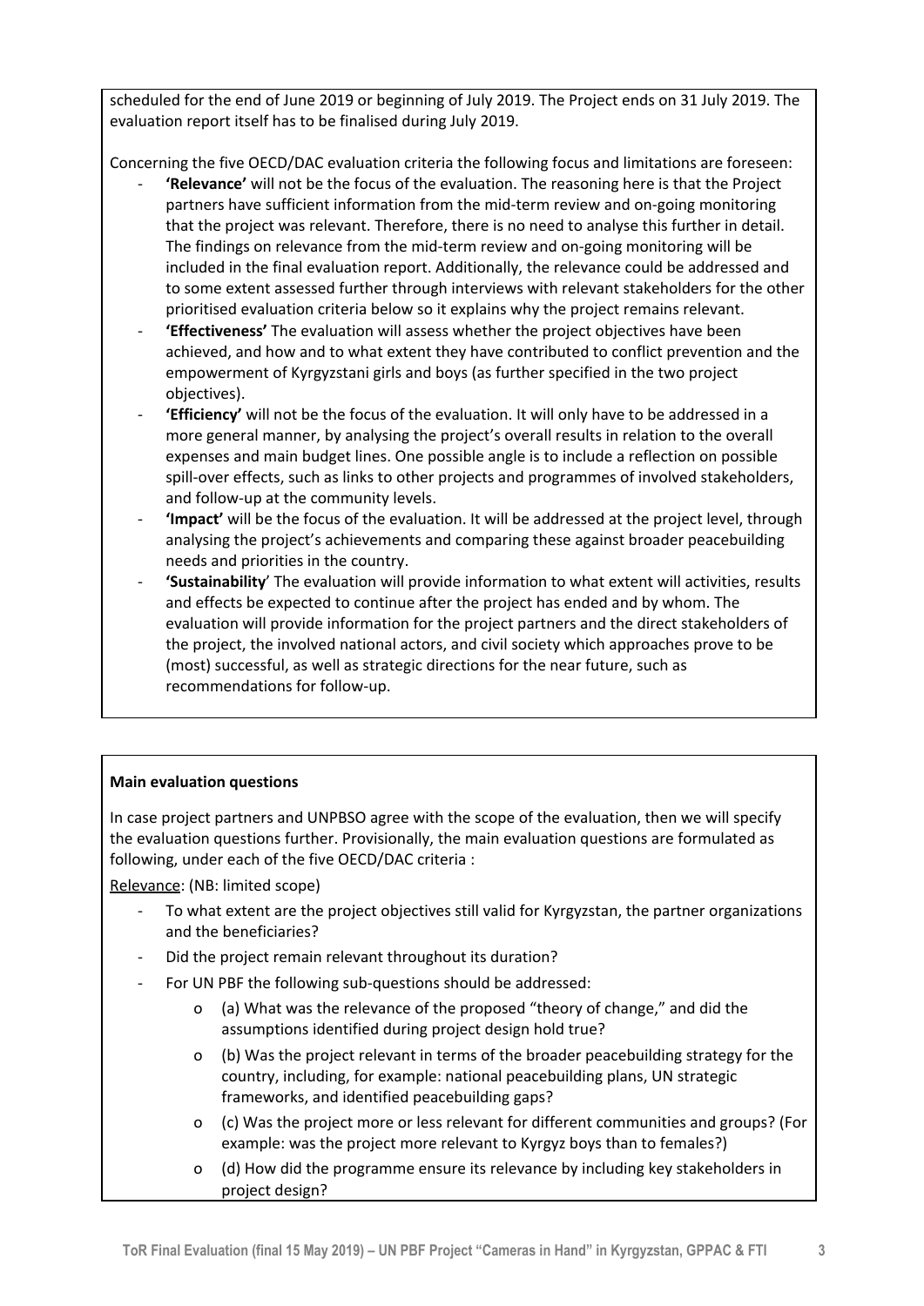scheduled for the end of June 2019 or beginning of July 2019. The Project ends on 31 July 2019. The evaluation report itself has to be finalised during July 2019.

Concerning the five OECD/DAC evaluation criteria the following focus and limitations are foreseen:

- **'Relevance'** will not be the focus of the evaluation. The reasoning here is that the Project partners have sufficient information from the mid-term review and on-going monitoring that the project was relevant. Therefore, there is no need to analyse this further in detail. The findings on relevance from the mid-term review and on-going monitoring will be included in the final evaluation report. Additionally, the relevance could be addressed and to some extent assessed further through interviews with relevant stakeholders for the other prioritised evaluation criteria below so it explains why the project remains relevant.
- **'Effectiveness'** The evaluation will assess whether the project objectives have been achieved, and how and to what extent they have contributed to conflict prevention and the empowerment of Kyrgyzstani girls and boys (as further specified in the two project objectives).
- **'Efficiency'** will not be the focus of the evaluation. It will only have to be addressed in a more general manner, by analysing the project's overall results in relation to the overall expenses and main budget lines. One possible angle is to include a reflection on possible spill-over effects, such as links to other projects and programmes of involved stakeholders, and follow-up at the community levels.
- **'Impact'** will be the focus of the evaluation. It will be addressed at the project level, through analysing the project's achievements and comparing these against broader peacebuilding needs and priorities in the country.
- **'Sustainability'** The evaluation will provide information to what extent will activities, results and effects be expected to continue after the project has ended and by whom. The evaluation will provide information for the project partners and the direct stakeholders of the project, the involved national actors, and civil society which approaches prove to be (most) successful, as well as strategic directions for the near future, such as recommendations for follow-up.

**Main evaluation questions**

In case project partners and UNPBSO agree with the scope of the evaluation, then we will specify the evaluation questions further. Provisionally, the main evaluation questions are formulated as following, under each of the five OECD/DAC criteria :

Relevance: (NB: limited scope)

- To what extent are the project objectives still valid for Kyrgyzstan, the partner organizations and the beneficiaries?
- Did the project remain relevant throughout its duration?
- For UN PBF the following sub-questions should be addressed:
  - (a) What was the relevance of the proposed "theory of change," and did the assumptions identified during project design hold true?
  - (b) Was the project relevant in terms of the broader peacebuilding strategy for the country, including, for example: national peacebuilding plans, UN strategic frameworks, and identified peacebuilding gaps?
  - (c) Was the project more or less relevant for different communities and groups? (For example: was the project more relevant to Kyrgyz boys than to females?)
  - (d) How did the programme ensure its relevance by including key stakeholders in project design?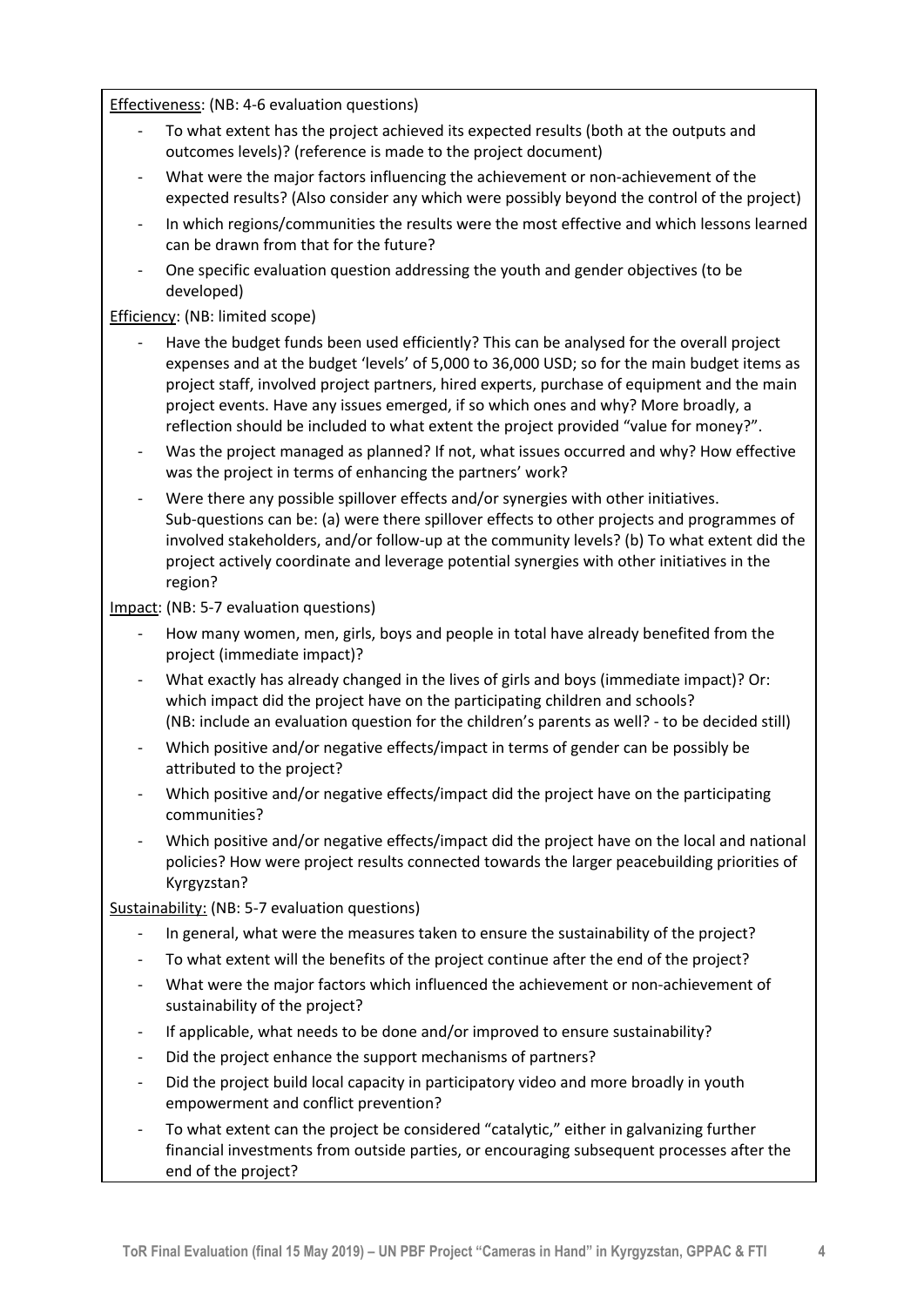Effectiveness: (NB: 4-6 evaluation questions)

- To what extent has the project achieved its expected results (both at the outputs and outcomes levels)? (reference is made to the project document)
- What were the major factors influencing the achievement or non-achievement of the expected results? (Also consider any which were possibly beyond the control of the project)
- In which regions/communities the results were the most effective and which lessons learned can be drawn from that for the future?
- One specific evaluation question addressing the youth and gender objectives (to be developed)

Efficiency: (NB: limited scope)

- Have the budget funds been used efficiently? This can be analysed for the overall project expenses and at the budget 'levels' of 5,000 to 36,000 USD; so for the main budget items as project staff, involved project partners, hired experts, purchase of equipment and the main project events. Have any issues emerged, if so which ones and why? More broadly, a reflection should be included to what extent the project provided "value for money?".
- Was the project managed as planned? If not, what issues occurred and why? How effective was the project in terms of enhancing the partners' work?
- Were there any possible spillover effects and/or synergies with other initiatives. Sub-questions can be: (a) were there spillover effects to other projects and programmes of involved stakeholders, and/or follow-up at the community levels? (b) To what extent did the project actively coordinate and leverage potential synergies with other initiatives in the region?

Impact: (NB: 5-7 evaluation questions)

- How many women, men, girls, boys and people in total have already benefited from the project (immediate impact)?
- What exactly has already changed in the lives of girls and boys (immediate impact)? Or: which impact did the project have on the participating children and schools? (NB: include an evaluation question for the children's parents as well? - to be decided still)
- Which positive and/or negative effects/impact in terms of gender can be possibly be attributed to the project?
- Which positive and/or negative effects/impact did the project have on the participating communities?
- Which positive and/or negative effects/impact did the project have on the local and national policies? How were project results connected towards the larger peacebuilding priorities of Kyrgyzstan?

Sustainability: (NB: 5-7 evaluation questions)

- In general, what were the measures taken to ensure the sustainability of the project?
- To what extent will the benefits of the project continue after the end of the project?
- What were the major factors which influenced the achievement or non-achievement of sustainability of the project?
- If applicable, what needs to be done and/or improved to ensure sustainability?
- Did the project enhance the support mechanisms of partners?
- Did the project build local capacity in participatory video and more broadly in youth empowerment and conflict prevention?
- To what extent can the project be considered "catalytic," either in galvanizing further financial investments from outside parties, or encouraging subsequent processes after the end of the project?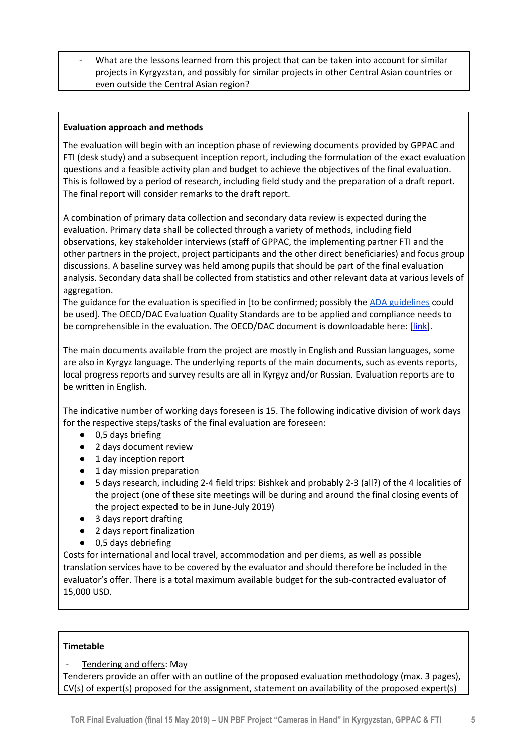- What are the lessons learned from this project that can be taken into account for similar projects in Kyrgyzstan, and possibly for similar projects in other Central Asian countries or even outside the Central Asian region?

**Evaluation approach and methods**

The evaluation will begin with an inception phase of reviewing documents provided by GPPAC and FTI (desk study) and a subsequent inception report, including the formulation of the exact evaluation questions and a feasible activity plan and budget to achieve the objectives of the final evaluation. This is followed by a period of research, including field study and the preparation of a draft report. The final report will consider remarks to the draft report.

A combination of primary data collection and secondary data review is expected during the evaluation. Primary data shall be collected through a variety of methods, including field observations, key stakeholder interviews (staff of GPPAC, the implementing partner FTI and the other partners in the project, project participants and the other direct beneficiaries) and focus group discussions. A baseline survey was held among pupils that should be part of the final evaluation analysis. Secondary data shall be collected from statistics and other relevant data at various levels of aggregation.
The guidance for the evaluation is specified in [to be confirmed; possibly the ADA guidelines could be used]. The OECD/DAC Evaluation Quality Standards are to be applied and compliance needs to be comprehensible in the evaluation. The OECD/DAC document is downloadable here: [link].

The main documents available from the project are mostly in English and Russian languages, some are also in Kyrgyz language. The underlying reports of the main documents, such as events reports, local progress reports and survey results are all in Kyrgyz and/or Russian. Evaluation reports are to be written in English.

The indicative number of working days foreseen is 15. The following indicative division of work days for the respective steps/tasks of the final evaluation are foreseen:

- 0,5 days briefing
- 2 days document review
- 1 day inception report
- 1 day mission preparation
- 5 days research, including 2-4 field trips: Bishkek and probably 2-3 (all?) of the 4 localities of the project (one of these site meetings will be during and around the final closing events of the project expected to be in June-July 2019)
- 3 days report drafting
- 2 days report finalization
- 0,5 days debriefing

Costs for international and local travel, accommodation and per diems, as well as possible translation services have to be covered by the evaluator and should therefore be included in the evaluator's offer. There is a total maximum available budget for the sub-contracted evaluator of 15,000 USD.

**Timetable**

- Tendering and offers: May

Tenderers provide an offer with an outline of the proposed evaluation methodology (max. 3 pages), CV(s) of expert(s) proposed for the assignment, statement on availability of the proposed expert(s)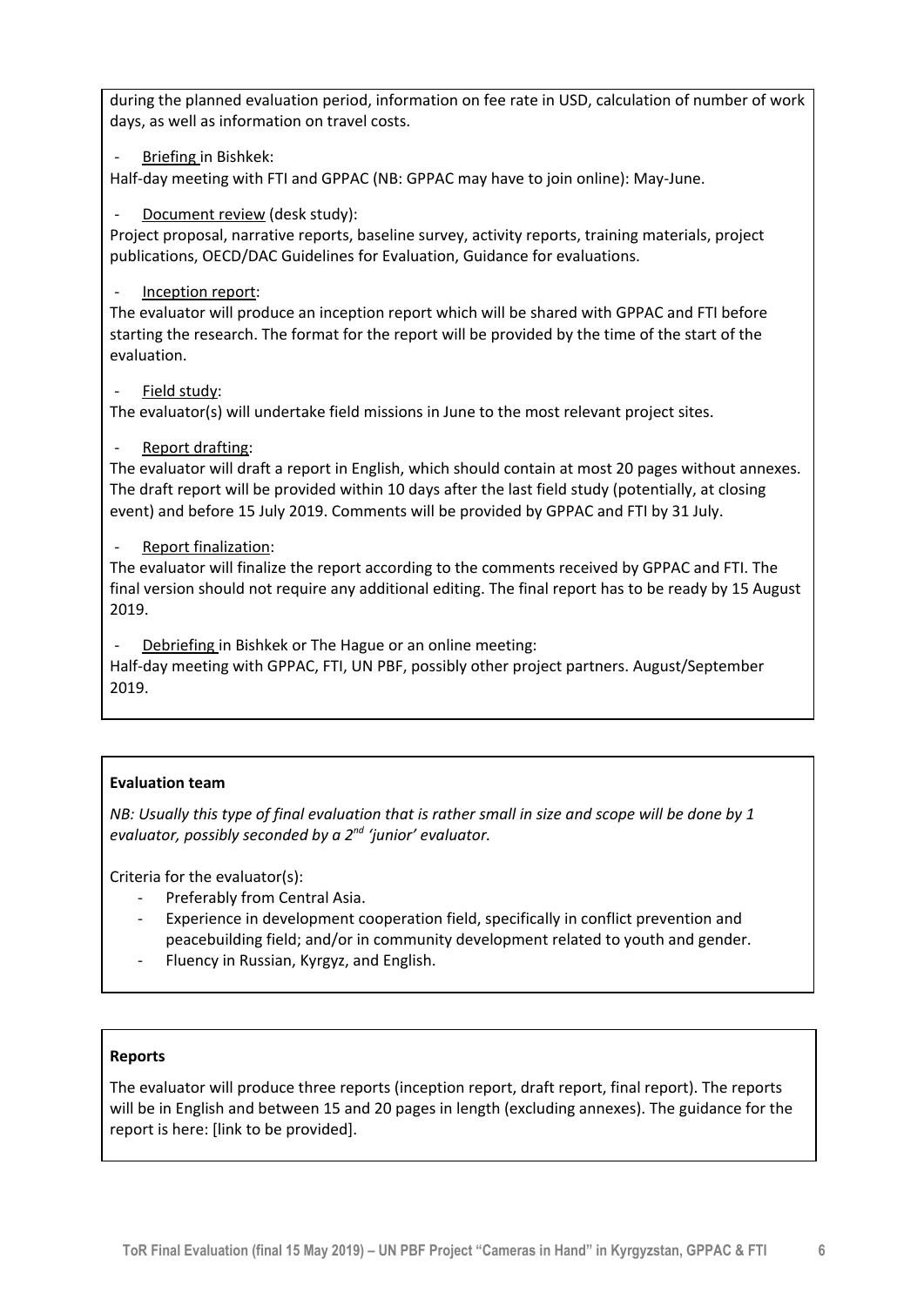during the planned evaluation period, information on fee rate in USD, calculation of number of work days, as well as information on travel costs.

- Briefing in Bishkek:

Half-day meeting with FTI and GPPAC (NB: GPPAC may have to join online): May-June.

- Document review (desk study):

Project proposal, narrative reports, baseline survey, activity reports, training materials, project publications, OECD/DAC Guidelines for Evaluation, Guidance for evaluations.

- Inception report:

The evaluator will produce an inception report which will be shared with GPPAC and FTI before starting the research. The format for the report will be provided by the time of the start of the evaluation.

- Field study:

The evaluator(s) will undertake field missions in June to the most relevant project sites.

- Report drafting:

The evaluator will draft a report in English, which should contain at most 20 pages without annexes. The draft report will be provided within 10 days after the last field study (potentially, at closing event) and before 15 July 2019. Comments will be provided by GPPAC and FTI by 31 July.

- Report finalization:

The evaluator will finalize the report according to the comments received by GPPAC and FTI. The final version should not require any additional editing. The final report has to be ready by 15 August 2019.

- Debriefing in Bishkek or The Hague or an online meeting:

Half-day meeting with GPPAC, FTI, UN PBF, possibly other project partners. August/September 2019.

**Evaluation team**

*NB: Usually this type of final evaluation that is rather small in size and scope will be done by 1 evaluator, possibly seconded by a 2nd 'junior' evaluator.*

Criteria for the evaluator(s):

- Preferably from Central Asia.
- Experience in development cooperation field, specifically in conflict prevention and peacebuilding field; and/or in community development related to youth and gender.
- Fluency in Russian, Kyrgyz, and English.

**Reports**

The evaluator will produce three reports (inception report, draft report, final report). The reports will be in English and between 15 and 20 pages in length (excluding annexes). The guidance for the report is here: [link to be provided].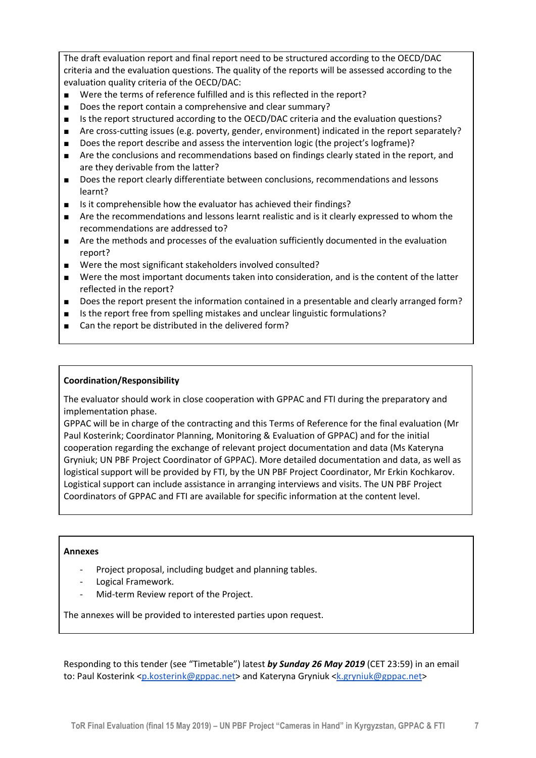The draft evaluation report and final report need to be structured according to the OECD/DAC criteria and the evaluation questions. The quality of the reports will be assessed according to the evaluation quality criteria of the OECD/DAC:

- Were the terms of reference fulfilled and is this reflected in the report?
- Does the report contain a comprehensive and clear summary?
- Is the report structured according to the OECD/DAC criteria and the evaluation questions?
- Are cross-cutting issues (e.g. poverty, gender, environment) indicated in the report separately?
- Does the report describe and assess the intervention logic (the project's logframe)?
- Are the conclusions and recommendations based on findings clearly stated in the report, and are they derivable from the latter?
- Does the report clearly differentiate between conclusions, recommendations and lessons learnt?
- Is it comprehensible how the evaluator has achieved their findings?
- Are the recommendations and lessons learnt realistic and is it clearly expressed to whom the recommendations are addressed to?
- Are the methods and processes of the evaluation sufficiently documented in the evaluation report?
- Were the most significant stakeholders involved consulted?
- Were the most important documents taken into consideration, and is the content of the latter reflected in the report?
- Does the report present the information contained in a presentable and clearly arranged form?
- Is the report free from spelling mistakes and unclear linguistic formulations?
- Can the report be distributed in the delivered form?

**Coordination/Responsibility**

The evaluator should work in close cooperation with GPPAC and FTI during the preparatory and implementation phase.
GPPAC will be in charge of the contracting and this Terms of Reference for the final evaluation (Mr Paul Kosterink; Coordinator Planning, Monitoring & Evaluation of GPPAC) and for the initial cooperation regarding the exchange of relevant project documentation and data (Ms Kateryna Gryniuk; UN PBF Project Coordinator of GPPAC). More detailed documentation and data, as well as logistical support will be provided by FTI, by the UN PBF Project Coordinator, Mr Erkin Kochkarov. Logistical support can include assistance in arranging interviews and visits. The UN PBF Project Coordinators of GPPAC and FTI are available for specific information at the content level.

**Annexes**

- Project proposal, including budget and planning tables.
- Logical Framework.
- Mid-term Review report of the Project.

The annexes will be provided to interested parties upon request.

Responding to this tender (see "Timetable") latest ***by Sunday 26 May 2019*** (CET 23:59) in an email to: Paul Kosterink <p.kosterink@gppac.net> and Kateryna Gryniuk <k.gryniuk@gppac.net>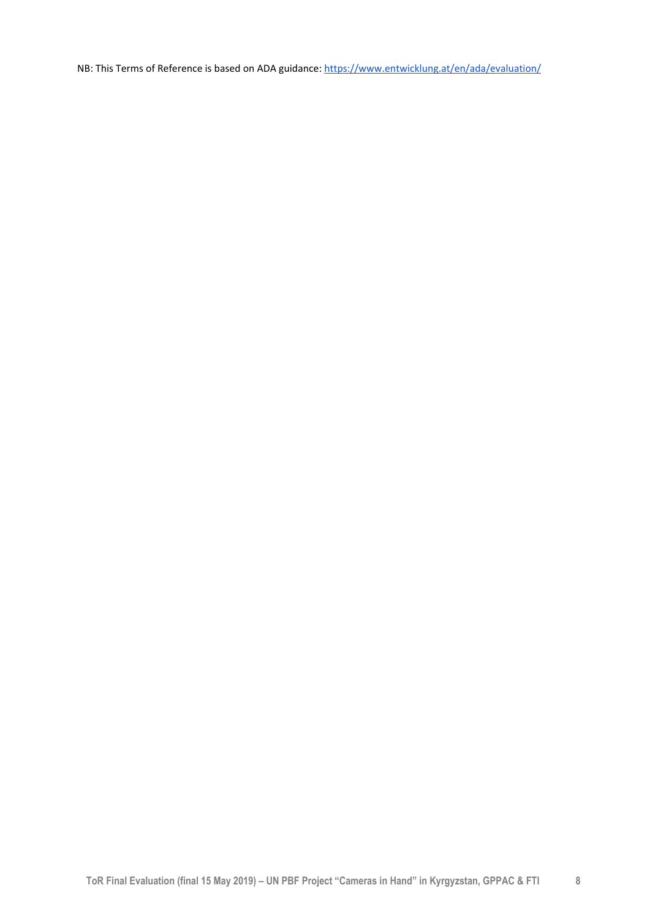NB: This Terms of Reference is based on ADA guidance: [https://www.entwicklung.at/en/ada/evaluation/](https://www.entwicklung.at/en/ada/evaluation/)